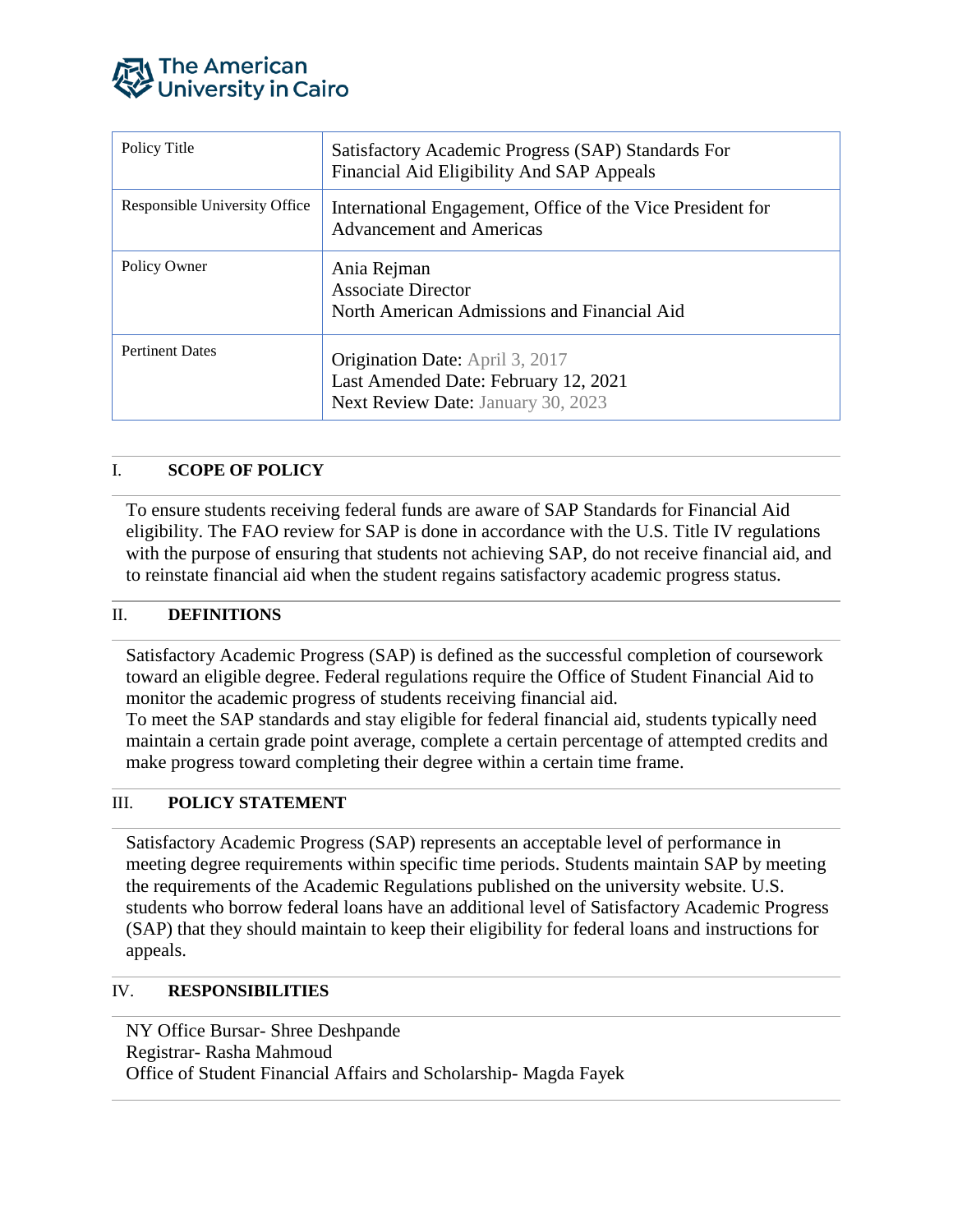The American University in Cairo

| Policy Title | Satisfactory Academic Progress (SAP) Standards For Financial Aid Eligibility And SAP Appeals |
|---|---|
| Responsible University Office | International Engagement, Office of the Vice President for Advancement and Americas |
| Policy Owner | Ania Rejman<br>Associate Director<br>North American Admissions and Financial Aid |
| Pertinent Dates | Origination Date: April 3, 2017<br>Last Amended Date: February 12, 2021<br>Next Review Date: January 30, 2023 |

## I. SCOPE OF POLICY

To ensure students receiving federal funds are aware of SAP Standards for Financial Aid eligibility. The FAO review for SAP is done in accordance with the U.S. Title IV regulations with the purpose of ensuring that students not achieving SAP, do not receive financial aid, and to reinstate financial aid when the student regains satisfactory academic progress status.

## II. DEFINITIONS

Satisfactory Academic Progress (SAP) is defined as the successful completion of coursework toward an eligible degree. Federal regulations require the Office of Student Financial Aid to monitor the academic progress of students receiving financial aid.
To meet the SAP standards and stay eligible for federal financial aid, students typically need maintain a certain grade point average, complete a certain percentage of attempted credits and make progress toward completing their degree within a certain time frame.

## III. POLICY STATEMENT

Satisfactory Academic Progress (SAP) represents an acceptable level of performance in meeting degree requirements within specific time periods. Students maintain SAP by meeting the requirements of the Academic Regulations published on the university website. U.S. students who borrow federal loans have an additional level of Satisfactory Academic Progress (SAP) that they should maintain to keep their eligibility for federal loans and instructions for appeals.

## IV. RESPONSIBILITIES

NY Office Bursar- Shree Deshpande
Registrar- Rasha Mahmoud
Office of Student Financial Affairs and Scholarship- Magda Fayek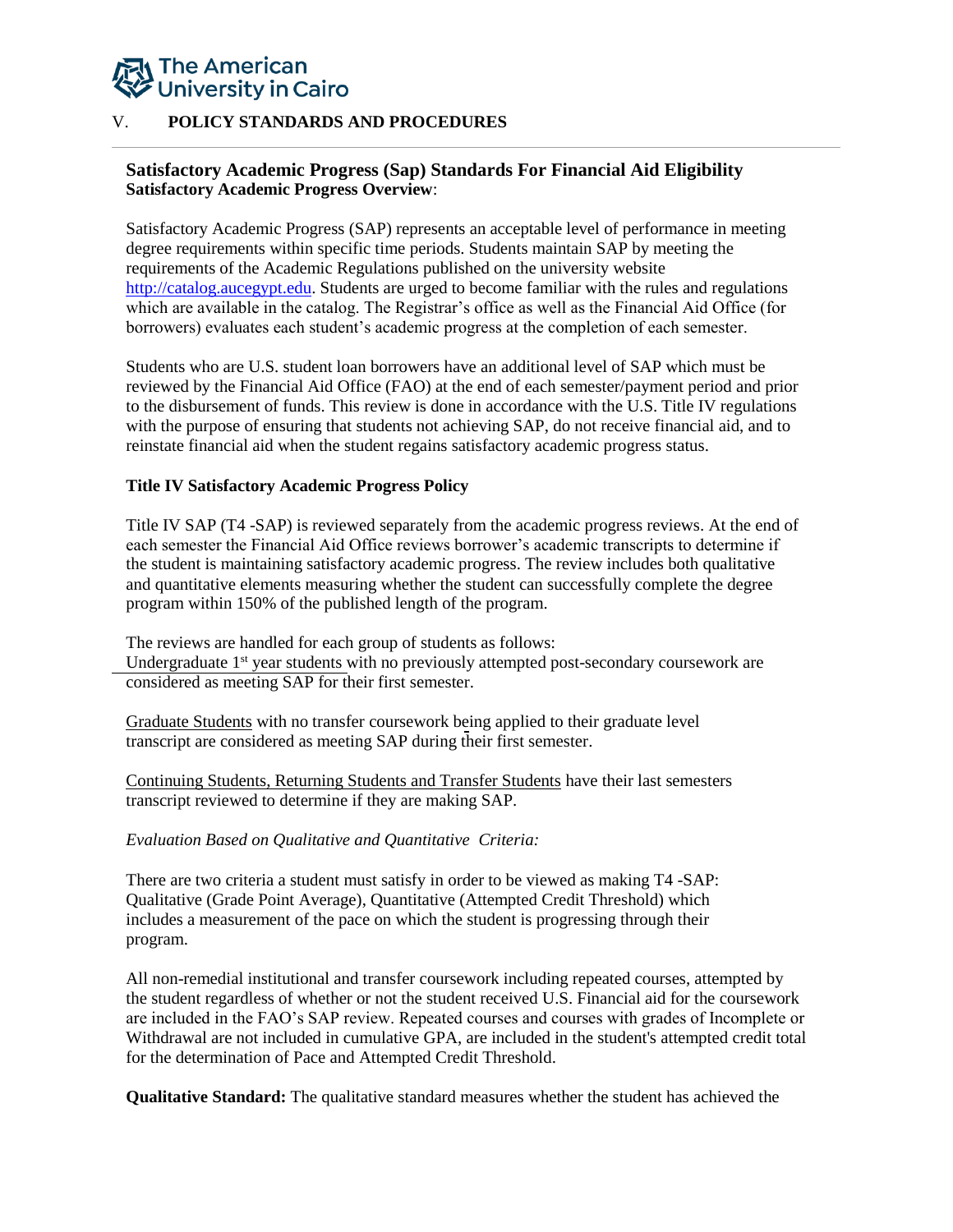## V. POLICY STANDARDS AND PROCEDURES

### Satisfactory Academic Progress (Sap) Standards For Financial Aid Eligibility

**Satisfactory Academic Progress Overview**:

Satisfactory Academic Progress (SAP) represents an acceptable level of performance in meeting degree requirements within specific time periods. Students maintain SAP by meeting the requirements of the Academic Regulations published on the university website http://catalog.aucegypt.edu. Students are urged to become familiar with the rules and regulations which are available in the catalog. The Registrar's office as well as the Financial Aid Office (for borrowers) evaluates each student's academic progress at the completion of each semester.

Students who are U.S. student loan borrowers have an additional level of SAP which must be reviewed by the Financial Aid Office (FAO) at the end of each semester/payment period and prior to the disbursement of funds. This review is done in accordance with the U.S. Title IV regulations with the purpose of ensuring that students not achieving SAP, do not receive financial aid, and to reinstate financial aid when the student regains satisfactory academic progress status.

**Title IV Satisfactory Academic Progress Policy**

Title IV SAP (T4 -SAP) is reviewed separately from the academic progress reviews. At the end of each semester the Financial Aid Office reviews borrower's academic transcripts to determine if the student is maintaining satisfactory academic progress. The review includes both qualitative and quantitative elements measuring whether the student can successfully complete the degree program within 150% of the published length of the program.

The reviews are handled for each group of students as follows:

Undergraduate 1st year students with no previously attempted post-secondary coursework are considered as meeting SAP for their first semester.

Graduate Students with no transfer coursework being applied to their graduate level transcript are considered as meeting SAP during their first semester.

Continuing Students, Returning Students and Transfer Students have their last semesters transcript reviewed to determine if they are making SAP.

*Evaluation Based on Qualitative and Quantitative Criteria:*

There are two criteria a student must satisfy in order to be viewed as making T4 -SAP: Qualitative (Grade Point Average), Quantitative (Attempted Credit Threshold) which includes a measurement of the pace on which the student is progressing through their program.

All non-remedial institutional and transfer coursework including repeated courses, attempted by the student regardless of whether or not the student received U.S. Financial aid for the coursework are included in the FAO's SAP review. Repeated courses and courses with grades of Incomplete or Withdrawal are not included in cumulative GPA, are included in the student's attempted credit total for the determination of Pace and Attempted Credit Threshold.

**Qualitative Standard:** The qualitative standard measures whether the student has achieved the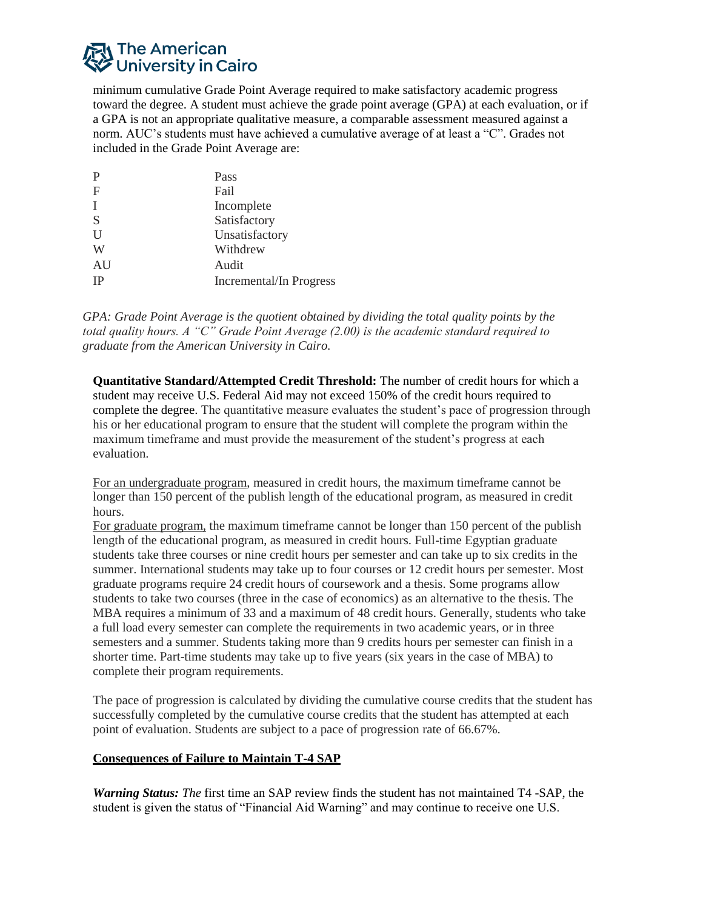minimum cumulative Grade Point Average required to make satisfactory academic progress toward the degree. A student must achieve the grade point average (GPA) at each evaluation, or if a GPA is not an appropriate qualitative measure, a comparable assessment measured against a norm. AUC's students must have achieved a cumulative average of at least a "C". Grades not included in the Grade Point Average are:

| | |
|---|---|
| P | Pass |
| F | Fail |
| I | Incomplete |
| S | Satisfactory |
| U | Unsatisfactory |
| W | Withdrew |
| AU | Audit |
| IP | Incremental/In Progress |

*GPA: Grade Point Average is the quotient obtained by dividing the total quality points by the total quality hours. A "C" Grade Point Average (2.00) is the academic standard required to graduate from the American University in Cairo.*

**Quantitative Standard/Attempted Credit Threshold:** The number of credit hours for which a student may receive U.S. Federal Aid may not exceed 150% of the credit hours required to complete the degree. The quantitative measure evaluates the student's pace of progression through his or her educational program to ensure that the student will complete the program within the maximum timeframe and must provide the measurement of the student's progress at each evaluation.

<u>For an undergraduate program</u>, measured in credit hours, the maximum timeframe cannot be longer than 150 percent of the publish length of the educational program, as measured in credit hours.
<u>For graduate program,</u> the maximum timeframe cannot be longer than 150 percent of the publish length of the educational program, as measured in credit hours. Full-time Egyptian graduate students take three courses or nine credit hours per semester and can take up to six credits in the summer. International students may take up to four courses or 12 credit hours per semester. Most graduate programs require 24 credit hours of coursework and a thesis. Some programs allow students to take two courses (three in the case of economics) as an alternative to the thesis. The MBA requires a minimum of 33 and a maximum of 48 credit hours. Generally, students who take a full load every semester can complete the requirements in two academic years, or in three semesters and a summer. Students taking more than 9 credits hours per semester can finish in a shorter time. Part-time students may take up to five years (six years in the case of MBA) to complete their program requirements.

The pace of progression is calculated by dividing the cumulative course credits that the student has successfully completed by the cumulative course credits that the student has attempted at each point of evaluation. Students are subject to a pace of progression rate of 66.67%.

<u>**Consequences of Failure to Maintain T-4 SAP**</u>

***Warning Status:*** *The* first time an SAP review finds the student has not maintained T4 -SAP, the student is given the status of "Financial Aid Warning" and may continue to receive one U.S.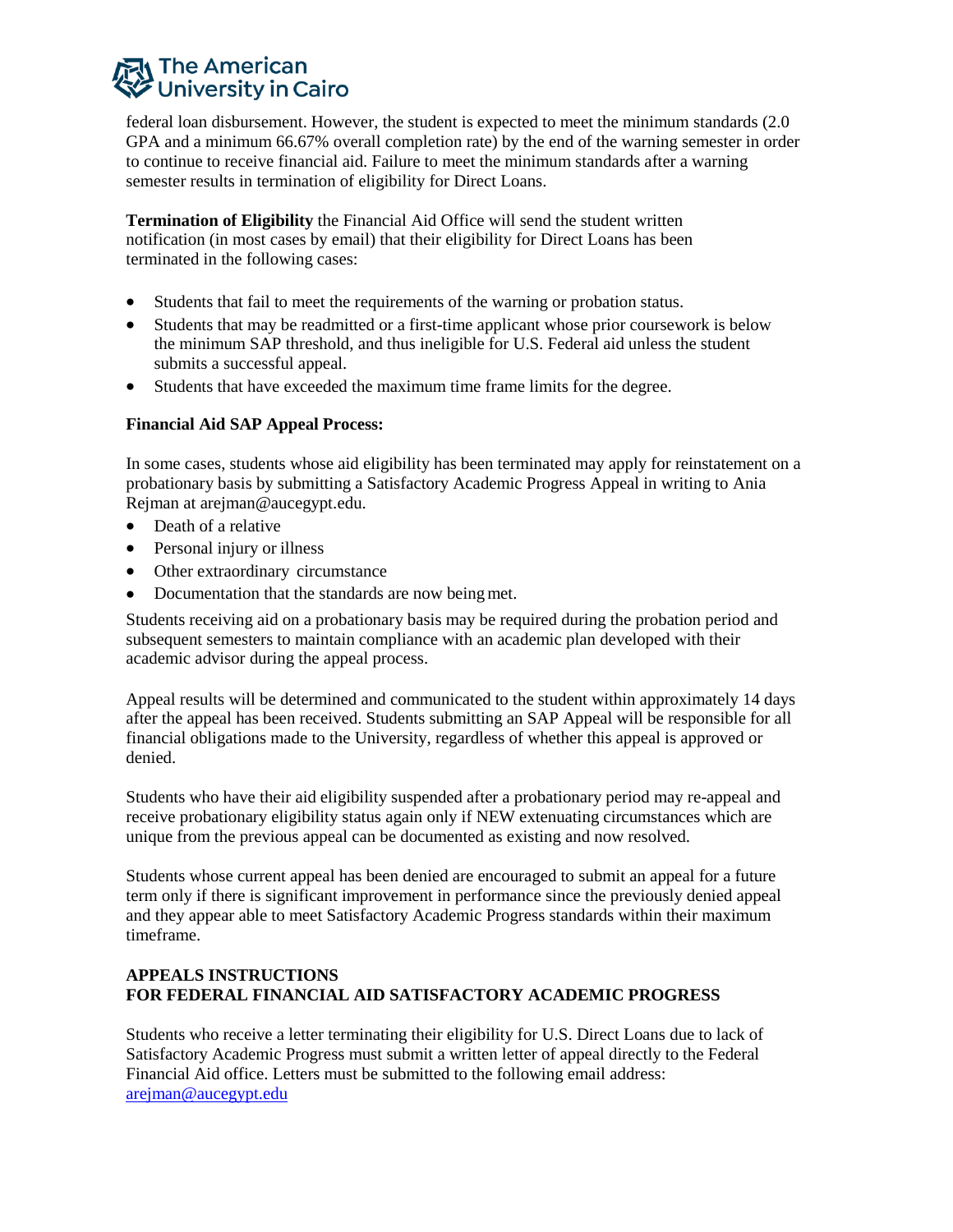federal loan disbursement. However, the student is expected to meet the minimum standards (2.0 GPA and a minimum 66.67% overall completion rate) by the end of the warning semester in order to continue to receive financial aid. Failure to meet the minimum standards after a warning semester results in termination of eligibility for Direct Loans.

**Termination of Eligibility** the Financial Aid Office will send the student written notification (in most cases by email) that their eligibility for Direct Loans has been terminated in the following cases:

- Students that fail to meet the requirements of the warning or probation status.
- Students that may be readmitted or a first-time applicant whose prior coursework is below the minimum SAP threshold, and thus ineligible for U.S. Federal aid unless the student submits a successful appeal.
- Students that have exceeded the maximum time frame limits for the degree.

**Financial Aid SAP Appeal Process:**

In some cases, students whose aid eligibility has been terminated may apply for reinstatement on a probationary basis by submitting a Satisfactory Academic Progress Appeal in writing to Ania Rejman at arejman@aucegypt.edu.

- Death of a relative
- Personal injury or illness
- Other extraordinary circumstance
- Documentation that the standards are now being met.

Students receiving aid on a probationary basis may be required during the probation period and subsequent semesters to maintain compliance with an academic plan developed with their academic advisor during the appeal process.

Appeal results will be determined and communicated to the student within approximately 14 days after the appeal has been received. Students submitting an SAP Appeal will be responsible for all financial obligations made to the University, regardless of whether this appeal is approved or denied.

Students who have their aid eligibility suspended after a probationary period may re-appeal and receive probationary eligibility status again only if NEW extenuating circumstances which are unique from the previous appeal can be documented as existing and now resolved.

Students whose current appeal has been denied are encouraged to submit an appeal for a future term only if there is significant improvement in performance since the previously denied appeal and they appear able to meet Satisfactory Academic Progress standards within their maximum timeframe.

**APPEALS INSTRUCTIONS**
**FOR FEDERAL FINANCIAL AID SATISFACTORY ACADEMIC PROGRESS**

Students who receive a letter terminating their eligibility for U.S. Direct Loans due to lack of Satisfactory Academic Progress must submit a written letter of appeal directly to the Federal Financial Aid office. Letters must be submitted to the following email address: arejman@aucegypt.edu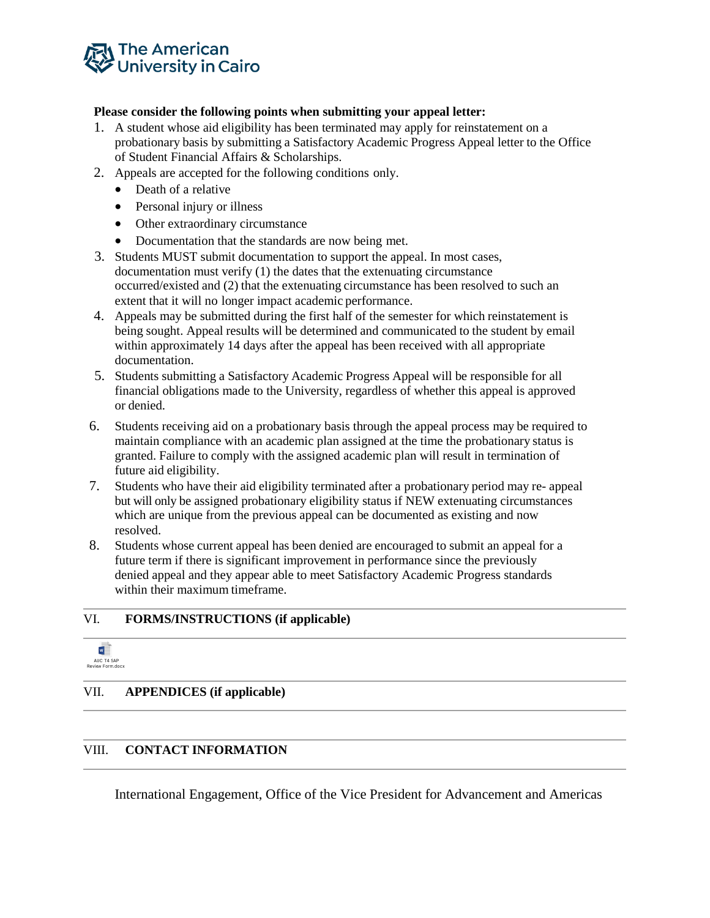**Please consider the following points when submitting your appeal letter:**

1. A student whose aid eligibility has been terminated may apply for reinstatement on a probationary basis by submitting a Satisfactory Academic Progress Appeal letter to the Office of Student Financial Affairs & Scholarships.
2. Appeals are accepted for the following conditions only.
   - Death of a relative
   - Personal injury or illness
   - Other extraordinary circumstance
   - Documentation that the standards are now being met.
3. Students MUST submit documentation to support the appeal. In most cases, documentation must verify (1) the dates that the extenuating circumstance occurred/existed and (2) that the extenuating circumstance has been resolved to such an extent that it will no longer impact academic performance.
4. Appeals may be submitted during the first half of the semester for which reinstatement is being sought. Appeal results will be determined and communicated to the student by email within approximately 14 days after the appeal has been received with all appropriate documentation.
5. Students submitting a Satisfactory Academic Progress Appeal will be responsible for all financial obligations made to the University, regardless of whether this appeal is approved or denied.
6. Students receiving aid on a probationary basis through the appeal process may be required to maintain compliance with an academic plan assigned at the time the probationary status is granted. Failure to comply with the assigned academic plan will result in termination of future aid eligibility.
7. Students who have their aid eligibility terminated after a probationary period may re- appeal but will only be assigned probationary eligibility status if NEW extenuating circumstances which are unique from the previous appeal can be documented as existing and now resolved.
8. Students whose current appeal has been denied are encouraged to submit an appeal for a future term if there is significant improvement in performance since the previously denied appeal and they appear able to meet Satisfactory Academic Progress standards within their maximum timeframe.

## VI. FORMS/INSTRUCTIONS (if applicable)

AUC T4 SAP Review Form.docx

## VII. APPENDICES (if applicable)

## VIII. CONTACT INFORMATION

International Engagement, Office of the Vice President for Advancement and Americas